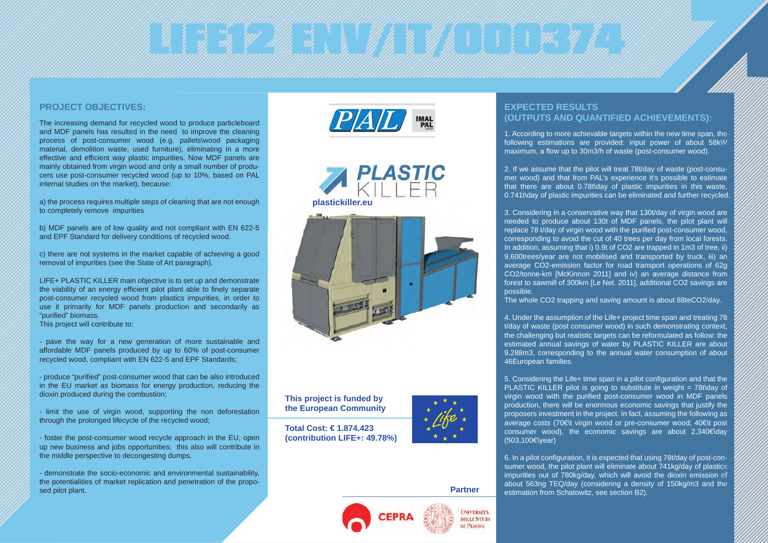# LIFE12 ENV/IT/000374

## PROJECT OBJECTIVES:

The increasing demand for recycled wood to produce particleboard and MDF panels has resulted in the need to improve the cleaning process of post-consumer wood (e.g. pallets\wood packaging material, demolition waste, used furniture), eliminating in a more effective and efficient way plastic impurities. Now MDF panels are mainly obtained from virgin wood and only a small number of producers use post-consumer recycled wood (up to 10%, based on PAL internal studies on the market), because:

a) the process requires multiple steps of cleaning that are not enough to completely remove impurities

b) MDF panels are of low quality and not compliant with EN 622-5 and EPF Standard for delivery conditions of recycled wood.

c) there are not systems in the market capable of achieving a good removal of impurities (see the State of Art paragraph).

LIFE+ PLASTIC KILLER main objective is to set up and demonstrate the viability of an energy efficient pilot plant able to finely separate post-consumer recycled wood from plastics impurities, in order to use it primarily for MDF panels production and secondarily as "purified" biomass.

This project will contribute to:

- pave the way for a new generation of more sustainable and affordable MDF panels produced by up to 60% of post-consumer recycled wood, compliant with EN 622-5 and EPF Standards;

- produce "purified" post-consumer wood that can be also introduced in the EU market as biomass for energy production, reducing the dioxin produced during the combustion;

- limit the use of virgin wood, supporting the non deforestation through the prolonged lifecycle of the recycled wood;

- foster the post-consumer wood recycle approach in the EU, open up new business and jobs opportunities; this also will contribute in the middle perspective to decongesting dumps.

- demonstrate the socio-economic and environmental sustainability, the potentialities of market replication and penetration of the proposed pilot plant.

PAL | IMAL PAL GROUP

PLASTIC KILLER

plastickiller.eu

**This project is funded by the European Community**

**Total Cost: € 1.874.423 (contribution LIFE+: 49.78%)**

**Partner**

CEPRA | Università degli Studi di Padova

## EXPECTED RESULTS (OUTPUTS AND QUANTIFIED ACHIEVEMENTS):

1. According to more achievable targets within the new time span, the following estimations are provided: input power of about 58kW maximum, a flow up to 30m3/h of waste (post-consumer wood).

2. If we assume that the pilot will treat 78t/day of waste (post-consumer wood) and that from PAL's experience it's possible to estimate that there are about 0.78t\day of plastic impurities in this waste, 0.741t\day of plastic impurities can be eliminated and further recycled.

3. Considering in a conservative way that 130t/day of virgin wood are needed to produce about 130t of MDF panels, the pilot plant will replace 78 t/day of virgin wood with the purified post-consumer wood, corresponding to avoid the cut of 40 trees per day from local forests. In addition, assuming that i) 0.9t of $CO_2$ are trapped in 1m3 of tree, ii) 9,600trees/year are not mobilised and transported by truck, iii) an average $CO_2$-emission factor for road transport operations of 62g $CO_2$/tonne-km [McKinnon 2011] and iv) an average distance from forest to sawmill of 300km [Le Net. 2011], additional $CO_2$ savings are possible.

The whole $CO_2$ trapping and saving amount is about 88te$CO_2$/day.

4. Under the assumption of the Life+ project time span and treating 78 t/day of waste (post consumer wood) in such demonstrating context, the challenging but realistic targets can be reformulated as follow: the estimated annual savings of water by PLASTIC KILLER are about 9,288m3, corresponding to the annual water consumption of about 46European families.

5. Considering the Life+ time span in a pilot configuration and that the PLASTIC KILLER pilot is going to substitute in weight = 78t\day of virgin wood with the purified post-consumer wood in MDF panels production, there will be enormous economic savings that justify the proposers investment in the project. In fact, assuming the following as average costs (70€\t virgin wood or pre-consumer wood; 40€\t post consumer wood), the economic savings are about 2,340€\day (503,100€\year)

6. In a pilot configuration, it is expected that using 78t/day of post-consumer wood, the pilot plant will eliminate about 741kg/day of plastics impurities out of 780kg/day, which will avoid the dioxin emission of about 563ng TEQ/day (considering a density of 150kg/m3 and the estimation from Schatowitz, see section B2).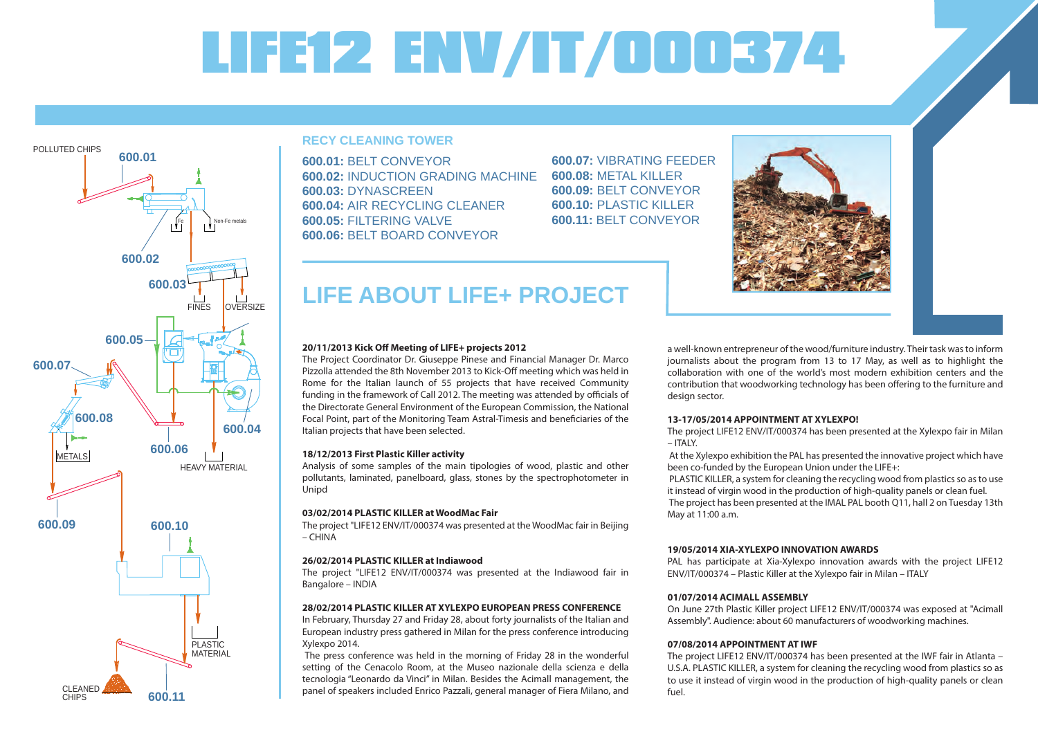# LIFE12 ENV/IT/000374

POLLUTED CHIPS
600.01
Fe
Non-Fe metals
600.02
600.03
FINES
OVERSIZE
600.05
600.07
600.08
METALS
600.04
600.06
HEAVY MATERIAL
600.09
600.10
PLASTIC MATERIAL
CLEANED CHIPS
600.11

## RECY CLEANING TOWER

**600.01:** BELT CONVEYOR
**600.02:** INDUCTION GRADING MACHINE
**600.03:** DYNASCREEN
**600.04:** AIR RECYCLING CLEANER
**600.05:** FILTERING VALVE
**600.06:** BELT BOARD CONVEYOR
**600.07:** VIBRATING FEEDER
**600.08:** METAL KILLER
**600.09:** BELT CONVEYOR
**600.10:** PLASTIC KILLER
**600.11:** BELT CONVEYOR

## LIFE ABOUT LIFE+ PROJECT

**20/11/2013 Kick Off Meeting of LIFE+ projects 2012**

The Project Coordinator Dr. Giuseppe Pinese and Financial Manager Dr. Marco Pizzolla attended the 8th November 2013 to Kick-Off meeting which was held in Rome for the Italian launch of 55 projects that have received Community funding in the framework of Call 2012. The meeting was attended by officials of the Directorate General Environment of the European Commission, the National Focal Point, part of the Monitoring Team Astral-Timesis and beneficiaries of the Italian projects that have been selected.

**18/12/2013 First Plastic Killer activity**

Analysis of some samples of the main tipologies of wood, plastic and other pollutants, laminated, panelboard, glass, stones by the spectrophotometer in Unipd

**03/02/2014 PLASTIC KILLER at WoodMac Fair**

The project "LIFE12 ENV/IT/000374 was presented at the WoodMac fair in Beijing – CHINA

**26/02/2014 PLASTIC KILLER at Indiawood**

The project "LIFE12 ENV/IT/000374 was presented at the Indiawood fair in Bangalore – INDIA

**28/02/2014 PLASTIC KILLER AT XYLEXPO EUROPEAN PRESS CONFERENCE**

In February, Thursday 27 and Friday 28, about forty journalists of the Italian and European industry press gathered in Milan for the press conference introducing Xylexpo 2014.

The press conference was held in the morning of Friday 28 in the wonderful setting of the Cenacolo Room, at the Museo nazionale della scienza e della tecnologia "Leonardo da Vinci" in Milan. Besides the Acimall management, the panel of speakers included Enrico Pazzali, general manager of Fiera Milano, and a well-known entrepreneur of the wood/furniture industry. Their task was to inform journalists about the program from 13 to 17 May, as well as to highlight the collaboration with one of the world's most modern exhibition centers and the contribution that woodworking technology has been offering to the furniture and design sector.

**13-17/05/2014 APPOINTMENT AT XYLEXPO!**

The project LIFE12 ENV/IT/000374 has been presented at the Xylexpo fair in Milan – ITALY.

At the Xylexpo exhibition the PAL has presented the innovative project which have been co-funded by the European Union under the LIFE+:

PLASTIC KILLER, a system for cleaning the recycling wood from plastics so as to use it instead of virgin wood in the production of high-quality panels or clean fuel.

The project has been presented at the IMAL PAL booth Q11, hall 2 on Tuesday 13th May at 11:00 a.m.

**19/05/2014 XIA-XYLEXPO INNOVATION AWARDS**

PAL has participate at Xia-Xylexpo innovation awards with the project LIFE12 ENV/IT/000374 – Plastic Killer at the Xylexpo fair in Milan – ITALY

**01/07/2014 ACIMALL ASSEMBLY**

On June 27th Plastic Killer project LIFE12 ENV/IT/000374 was exposed at "Acimall Assembly". Audience: about 60 manufacturers of woodworking machines.

**07/08/2014 APPOINTMENT AT IWF**

The project LIFE12 ENV/IT/000374 has been presented at the IWF fair in Atlanta – U.S.A. PLASTIC KILLER, a system for cleaning the recycling wood from plastics so as to use it instead of virgin wood in the production of high-quality panels or clean fuel.